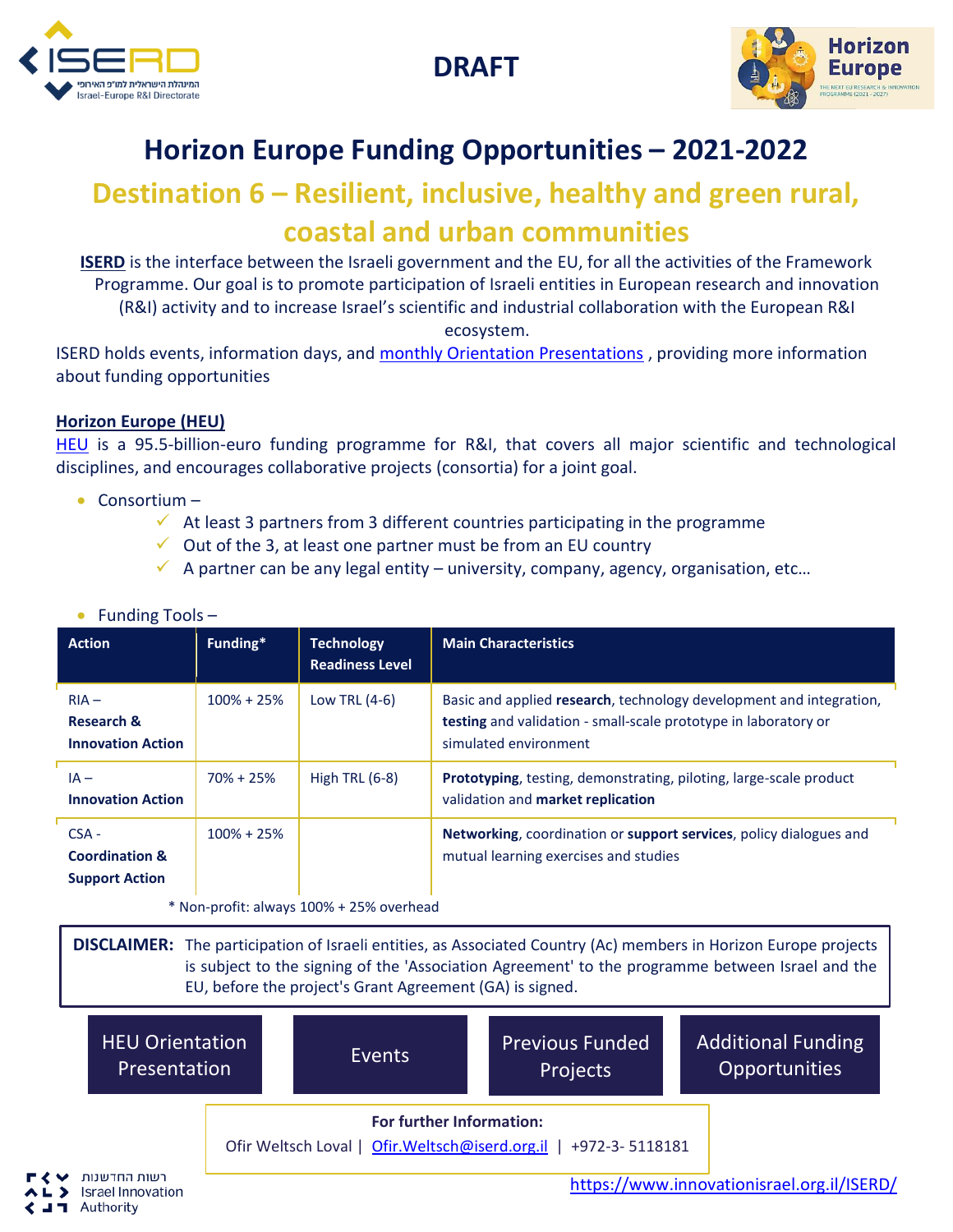DRAFT

# Horizon Europe Funding Opportunities – 2021-2022

## Destination 6 – Resilient, inclusive, healthy and green rural, coastal and urban communities

**ISERD** is the interface between the Israeli government and the EU, for all the activities of the Framework Programme. Our goal is to promote participation of Israeli entities in European research and innovation (R&I) activity and to increase Israel's scientific and industrial collaboration with the European R&I ecosystem.

ISERD holds events, information days, and monthly Orientation Presentations , providing more information about funding opportunities

### Horizon Europe (HEU)

HEU is a 95.5-billion-euro funding programme for R&I, that covers all major scientific and technological disciplines, and encourages collaborative projects (consortia) for a joint goal.

- Consortium –
  - ✓ At least 3 partners from 3 different countries participating in the programme
  - ✓ Out of the 3, at least one partner must be from an EU country
  - ✓ A partner can be any legal entity – university, company, agency, organisation, etc…
- Funding Tools –

| Action | Funding* | Technology Readiness Level | Main Characteristics |
|---|---|---|---|
| RIA – **Research & Innovation Action** | 100% + 25% | Low TRL (4-6) | Basic and applied **research**, technology development and integration, **testing** and validation - small-scale prototype in laboratory or simulated environment |
| IA – **Innovation Action** | 70% + 25% | High TRL (6-8) | **Prototyping**, testing, demonstrating, piloting, large-scale product validation and **market replication** |
| CSA - **Coordination & Support Action** | 100% + 25% | | **Networking**, coordination or **support services**, policy dialogues and mutual learning exercises and studies |

\* Non-profit: always 100% + 25% overhead

**DISCLAIMER:** The participation of Israeli entities, as Associated Country (Ac) members in Horizon Europe projects is subject to the signing of the 'Association Agreement' to the programme between Israel and the EU, before the project's Grant Agreement (GA) is signed.

HEU Orientation Presentation | Events | Previous Funded Projects | Additional Funding Opportunities

**For further Information:**

Ofir Weltsch Loval | Ofir.Weltsch@iserd.org.il | +972-3- 5118181

https://www.innovationisrael.org.il/ISERD/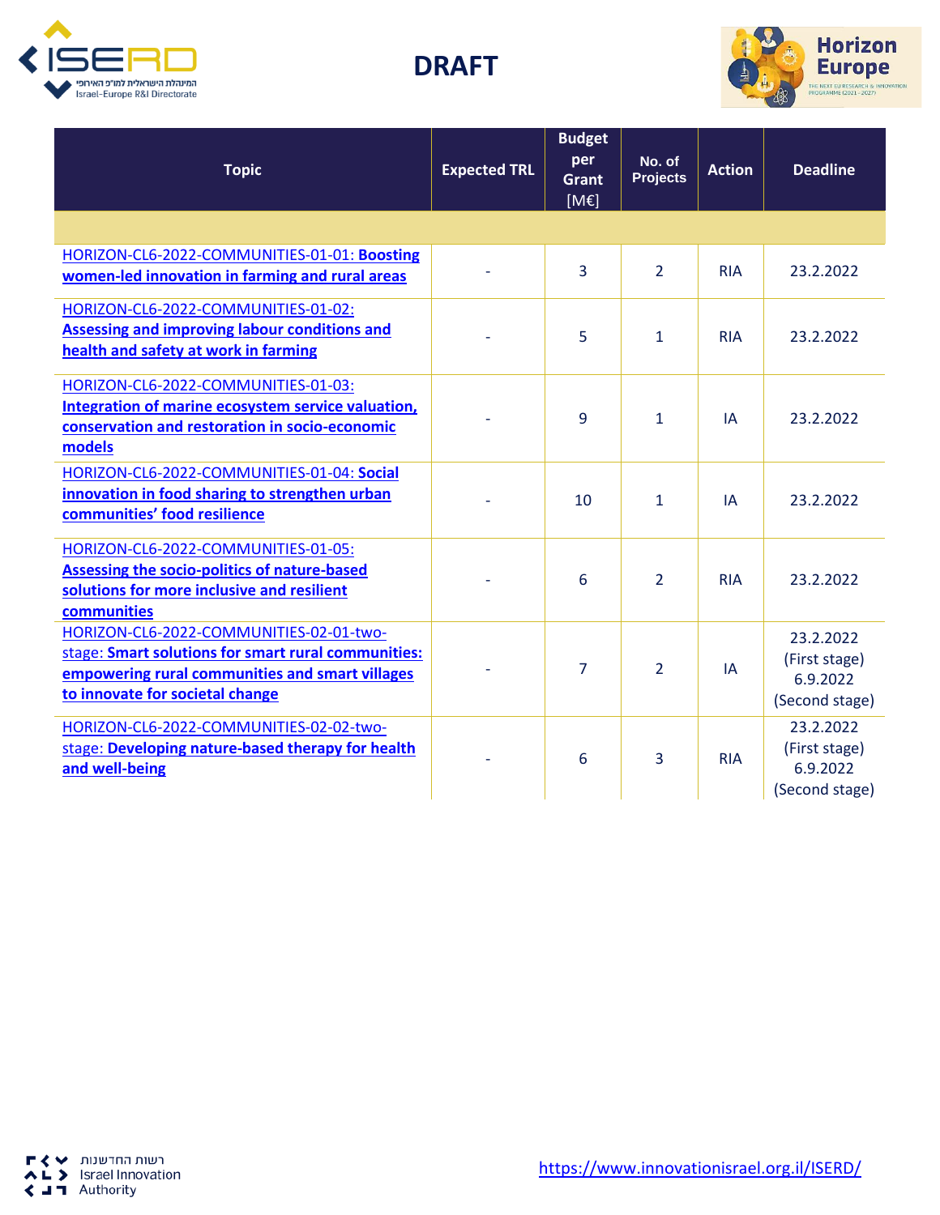# DRAFT

| Topic | Expected TRL | Budget per Grant [M€] | No. of Projects | Action | Deadline |
|---|---|---|---|---|---|
| | | | | | |
| HORIZON-CL6-2022-COMMUNITIES-01-01: **Boosting women-led innovation in farming and rural areas** | - | 3 | 2 | RIA | 23.2.2022 |
| HORIZON-CL6-2022-COMMUNITIES-01-02: **Assessing and improving labour conditions and health and safety at work in farming** | - | 5 | 1 | RIA | 23.2.2022 |
| HORIZON-CL6-2022-COMMUNITIES-01-03: **Integration of marine ecosystem service valuation, conservation and restoration in socio-economic models** | - | 9 | 1 | IA | 23.2.2022 |
| HORIZON-CL6-2022-COMMUNITIES-01-04: **Social innovation in food sharing to strengthen urban communities' food resilience** | - | 10 | 1 | IA | 23.2.2022 |
| HORIZON-CL6-2022-COMMUNITIES-01-05: **Assessing the socio-politics of nature-based solutions for more inclusive and resilient communities** | - | 6 | 2 | RIA | 23.2.2022 |
| HORIZON-CL6-2022-COMMUNITIES-02-01-two-stage: **Smart solutions for smart rural communities: empowering rural communities and smart villages to innovate for societal change** | - | 7 | 2 | IA | 23.2.2022 (First stage) 6.9.2022 (Second stage) |
| HORIZON-CL6-2022-COMMUNITIES-02-02-two-stage: **Developing nature-based therapy for health and well-being** | - | 6 | 3 | RIA | 23.2.2022 (First stage) 6.9.2022 (Second stage) |

https://www.innovationisrael.org.il/ISERD/